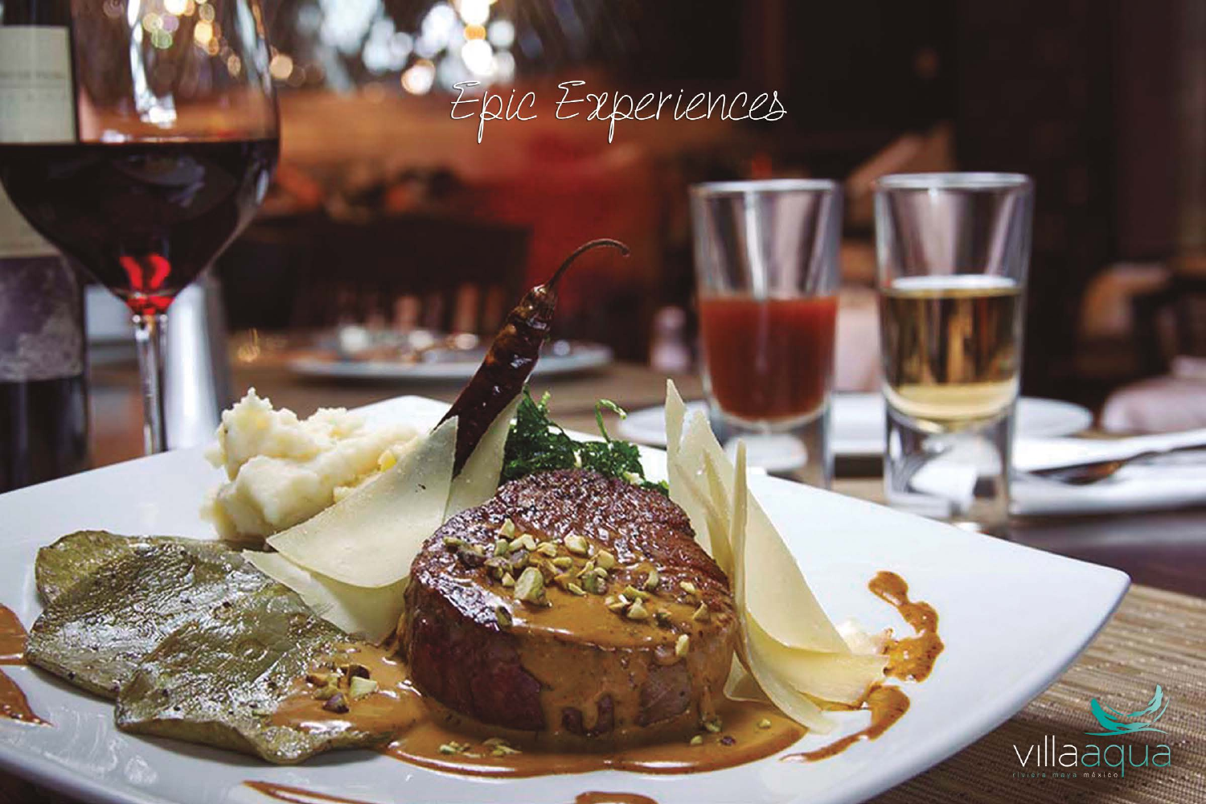# Epic Experiences

villaaqua

riviera maya méxico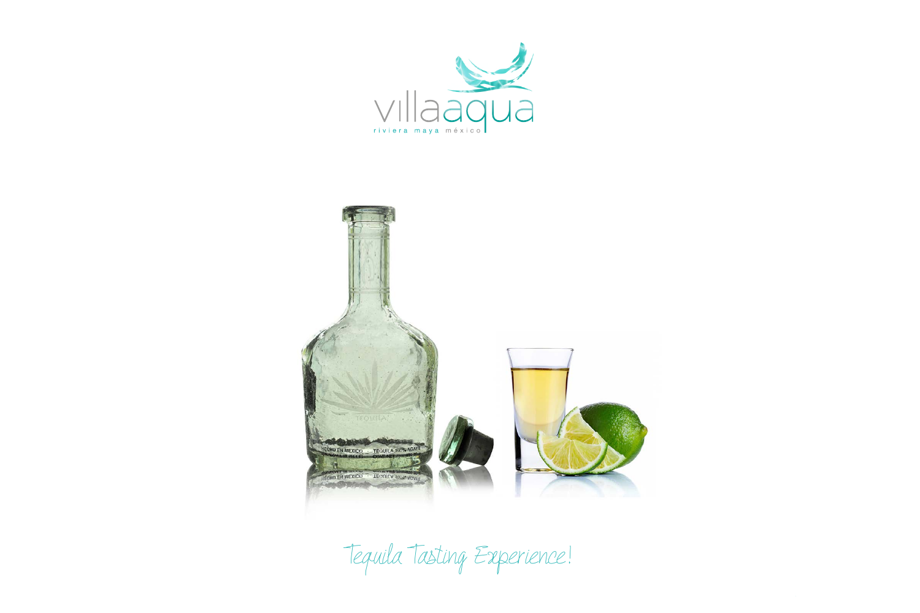villaaqua

riviera maya méxico

Tequila Tasting Experience!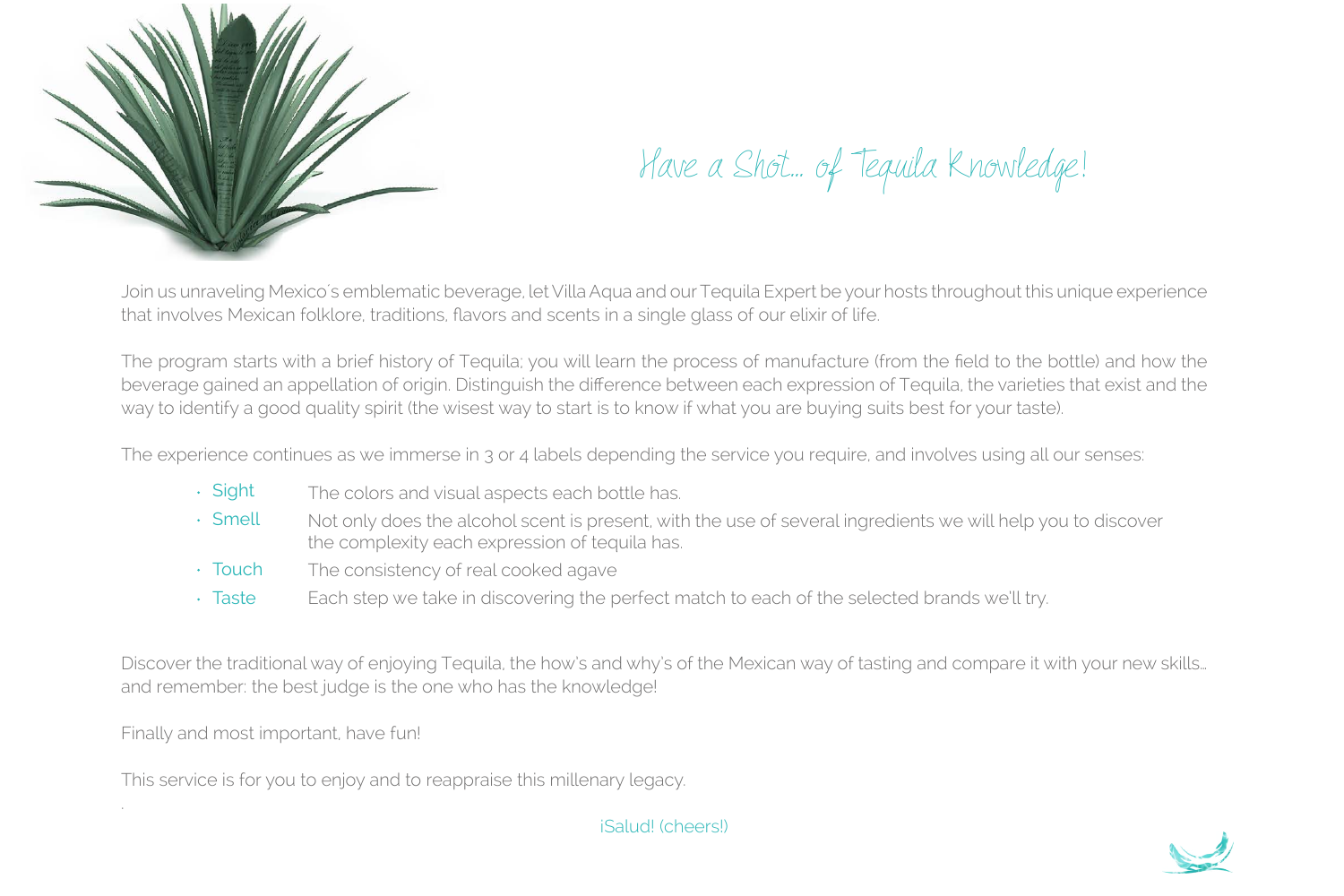# Have a Shot... of Tequila Knowledge!

Join us unraveling Mexico´s emblematic beverage, let Villa Aqua and our Tequila Expert be your hosts throughout this unique experience that involves Mexican folklore, traditions, flavors and scents in a single glass of our elixir of life.

The program starts with a brief history of Tequila; you will learn the process of manufacture (from the field to the bottle) and how the beverage gained an appellation of origin. Distinguish the difference between each expression of Tequila, the varieties that exist and the way to identify a good quality spirit (the wisest way to start is to know if what you are buying suits best for your taste).

The experience continues as we immerse in 3 or 4 labels depending the service you require, and involves using all our senses:

- Sight — The colors and visual aspects each bottle has.
- Smell — Not only does the alcohol scent is present, with the use of several ingredients we will help you to discover the complexity each expression of tequila has.
- Touch — The consistency of real cooked agave
- Taste — Each step we take in discovering the perfect match to each of the selected brands we'll try.

Discover the traditional way of enjoying Tequila, the how's and why's of the Mexican way of tasting and compare it with your new skills... and remember: the best judge is the one who has the knowledge!

Finally and most important, have fun!

This service is for you to enjoy and to reappraise this millenary legacy.

¡Salud! (cheers!)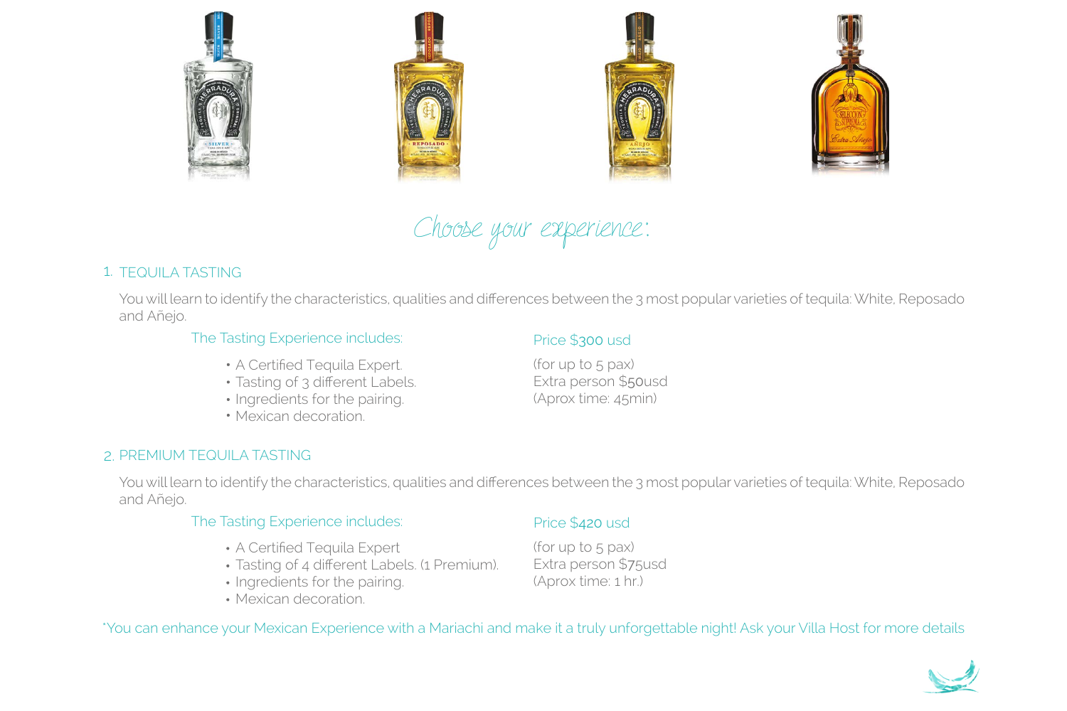## Choose your experience:

### 1. TEQUILA TASTING

You will learn to identify the characteristics, qualities and differences between the 3 most popular varieties of tequila: White, Reposado and Añejo.

The Tasting Experience includes:

- A Certified Tequila Expert.
- Tasting of 3 different Labels.
- Ingredients for the pairing.
- Mexican decoration.

Price $300 usd

(for up to 5 pax)
Extra person $50usd
(Aprox time: 45min)

### 2. PREMIUM TEQUILA TASTING

You will learn to identify the characteristics, qualities and differences between the 3 most popular varieties of tequila: White, Reposado and Añejo.

The Tasting Experience includes:

- A Certified Tequila Expert
- Tasting of 4 different Labels. (1 Premium).
- Ingredients for the pairing.
- Mexican decoration.

Price $420 usd

(for up to 5 pax)
Extra person $75usd
(Aprox time: 1 hr.)

*You can enhance your Mexican Experience with a Mariachi and make it a truly unforgettable night! Ask your Villa Host for more details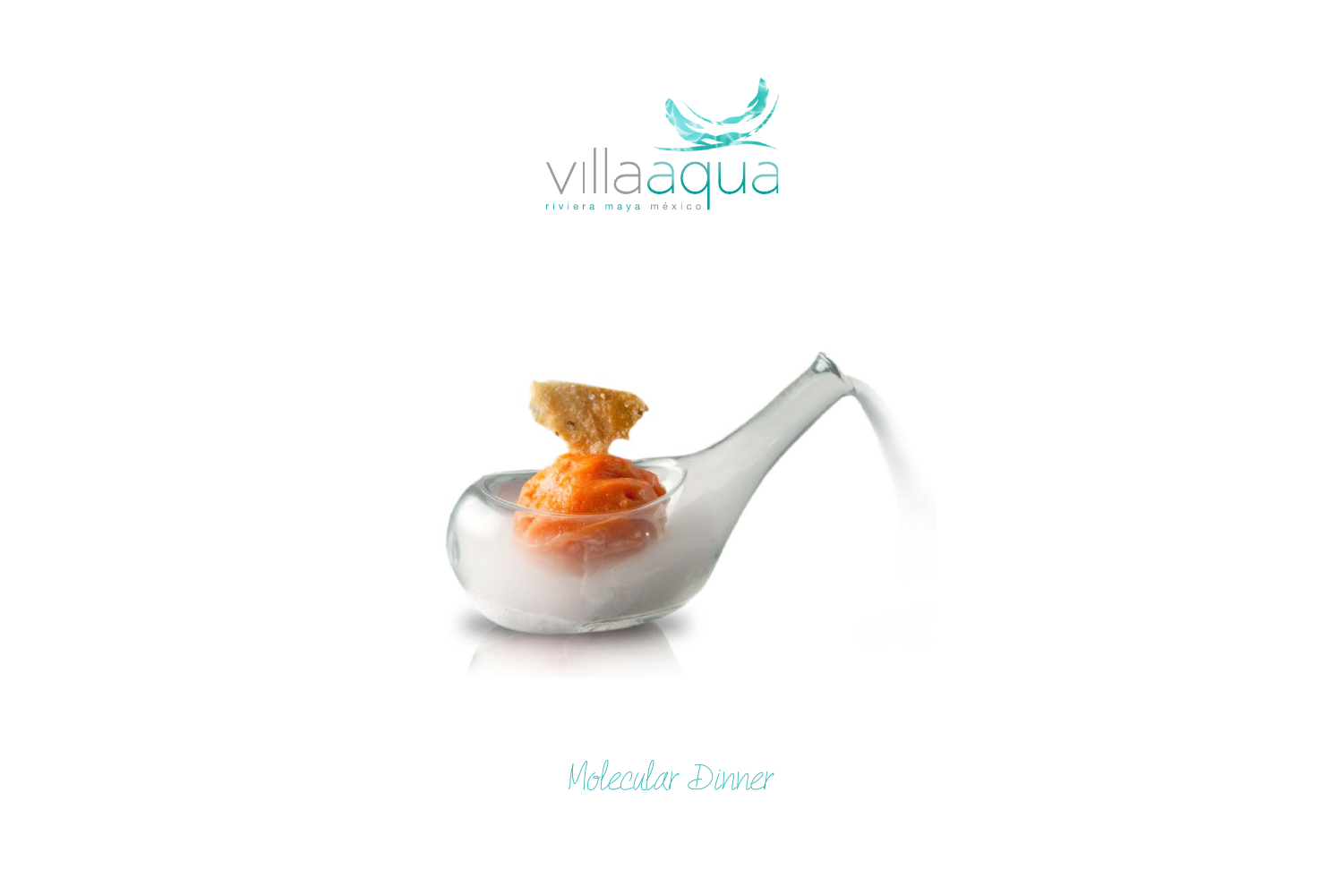villaaqua

riviera maya méxico

# Molecular Dinner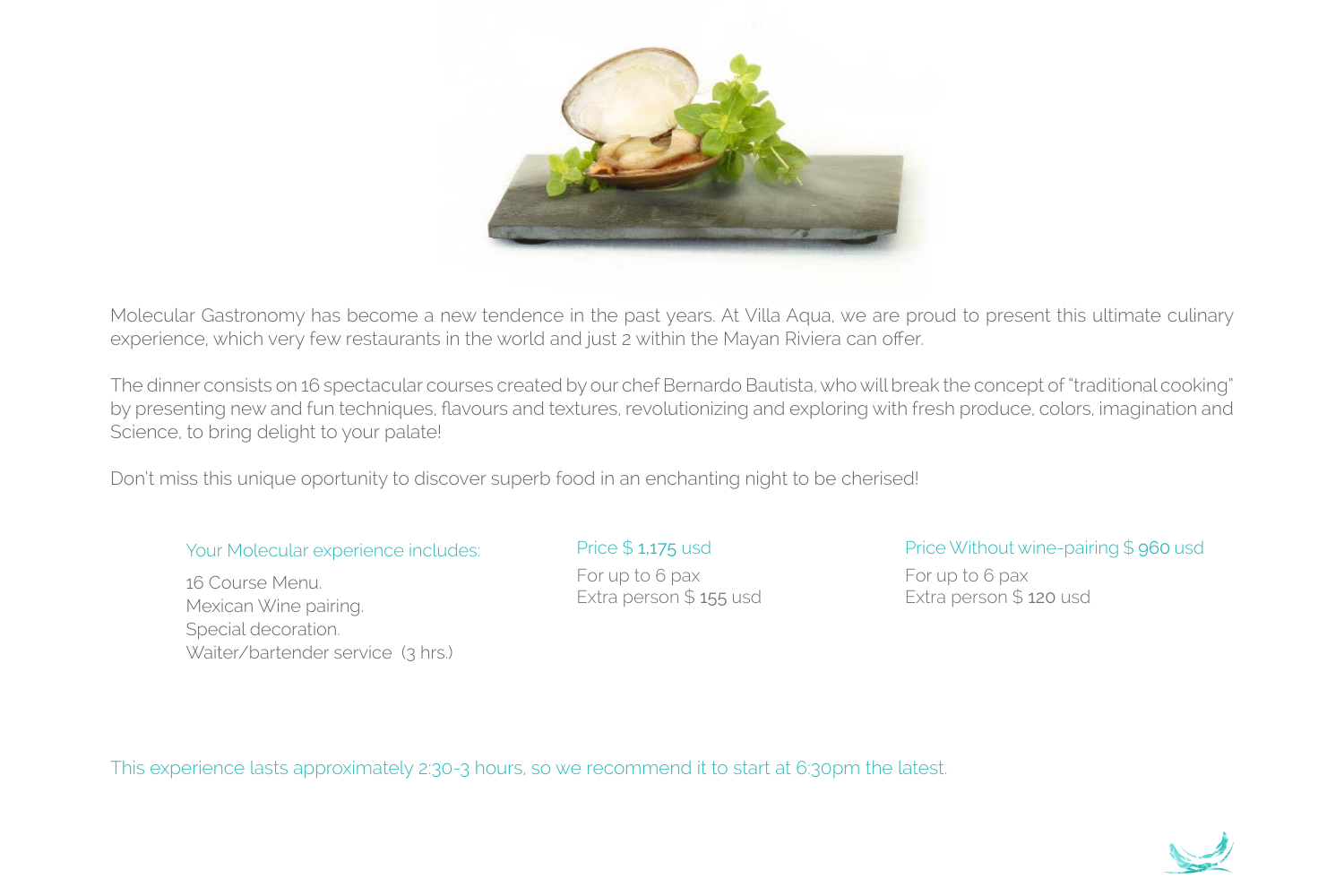Molecular Gastronomy has become a new tendence in the past years. At Villa Aqua, we are proud to present this ultimate culinary experience, which very few restaurants in the world and just 2 within the Mayan Riviera can offer.

The dinner consists on 16 spectacular courses created by our chef Bernardo Bautista, who will break the concept of "traditional cooking" by presenting new and fun techniques, flavours and textures, revolutionizing and exploring with fresh produce, colors, imagination and Science, to bring delight to your palate!

Don't miss this unique oportunity to discover superb food in an enchanting night to be cherised!

Your Molecular experience includes:

16 Course Menu.
Mexican Wine pairing.
Special decoration.
Waiter/bartender service (3 hrs.)

Price $ 1,175 usd

For up to 6 pax
Extra person $ 155 usd

Price Without wine-pairing $ 960 usd

For up to 6 pax
Extra person $ 120 usd

This experience lasts approximately 2:30-3 hours, so we recommend it to start at 6:30pm the latest.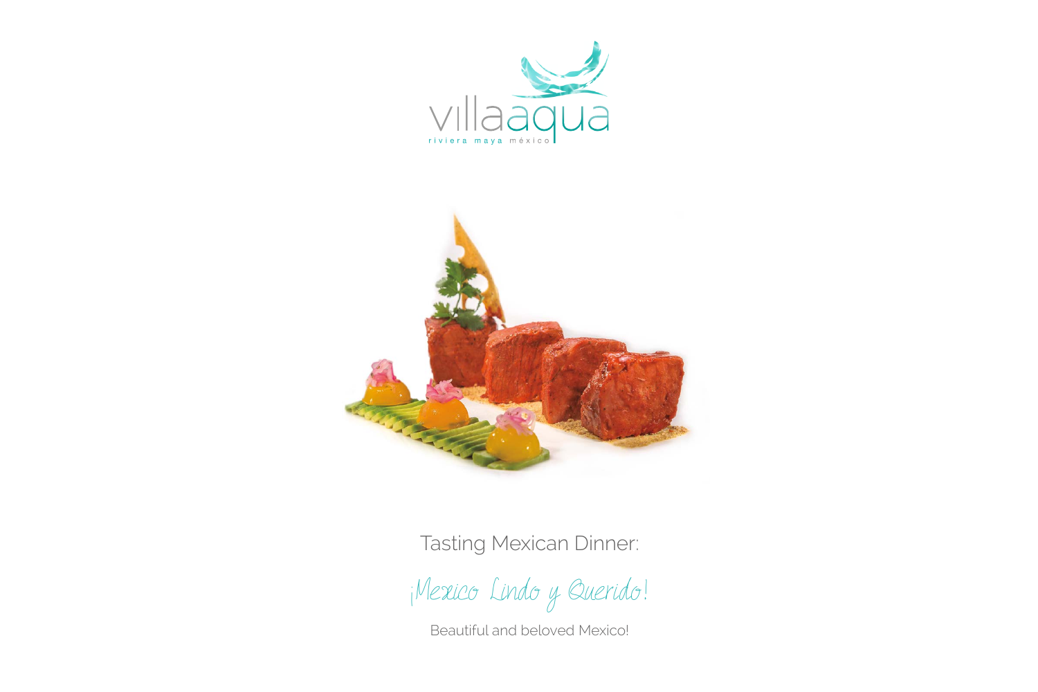villaaqua

riviera maya méxico

Tasting Mexican Dinner:

*¡Mexico Lindo y Querido!*

Beautiful and beloved Mexico!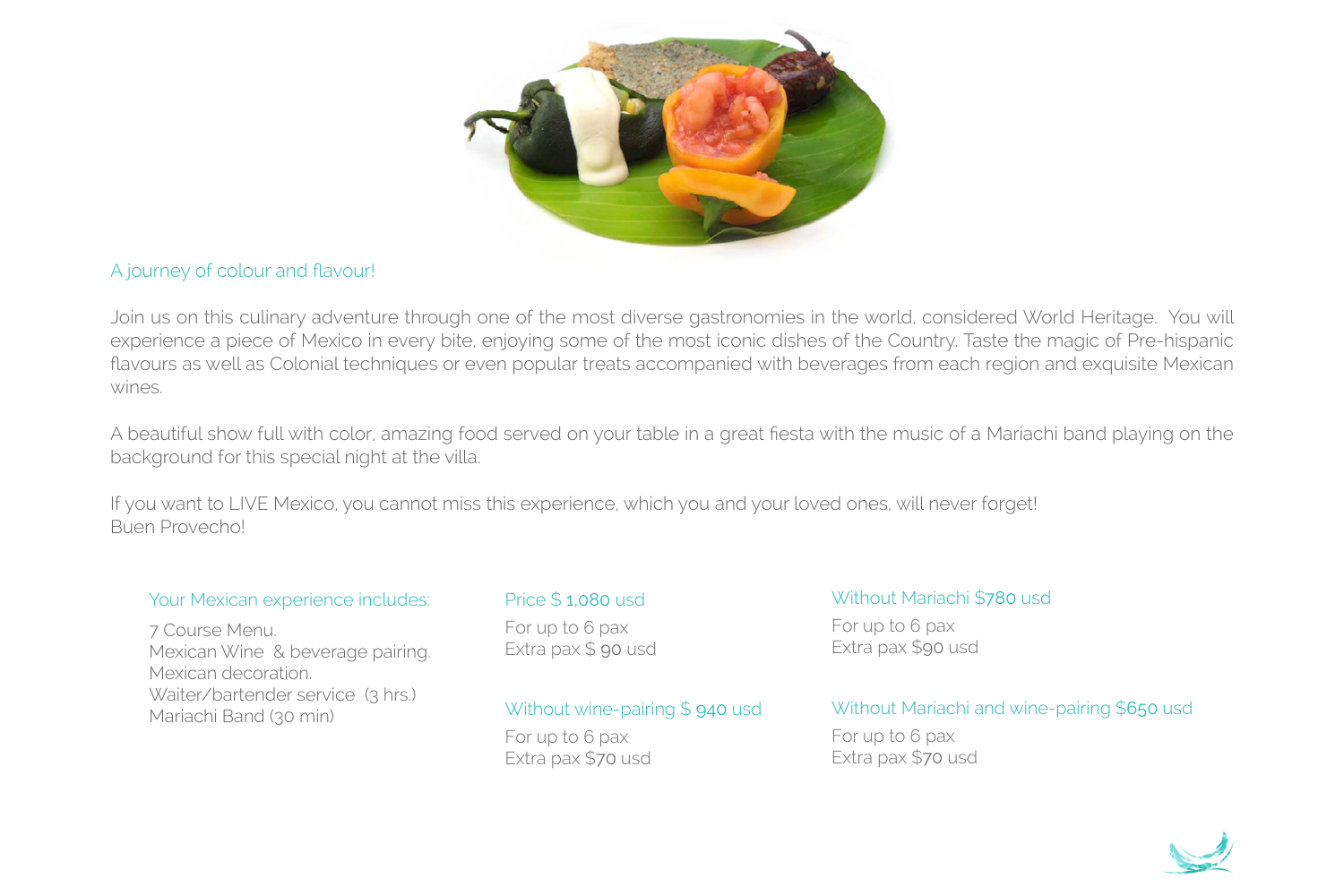## A journey of colour and flavour!

Join us on this culinary adventure through one of the most diverse gastronomies in the world, considered World Heritage. You will experience a piece of Mexico in every bite, enjoying some of the most iconic dishes of the Country. Taste the magic of Pre-hispanic flavours as well as Colonial techniques or even popular treats accompanied with beverages from each region and exquisite Mexican wines.

A beautiful show full with color, amazing food served on your table in a great fiesta with the music of a Mariachi band playing on the background for this special night at the villa.

If you want to LIVE Mexico, you cannot miss this experience, which you and your loved ones, will never forget!
Buen Provecho!

### Your Mexican experience includes:

7 Course Menu.
Mexican Wine & beverage pairing.
Mexican decoration.
Waiter/bartender service (3 hrs.)
Mariachi Band (30 min)

### Price $ 1,080 usd

For up to 6 pax
Extra pax $ 90 usd

### Without wine-pairing $ 940 usd

For up to 6 pax
Extra pax $70 usd

### Without Mariachi $780 usd

For up to 6 pax
Extra pax $90 usd

### Without Mariachi and wine-pairing $650 usd

For up to 6 pax
Extra pax $70 usd